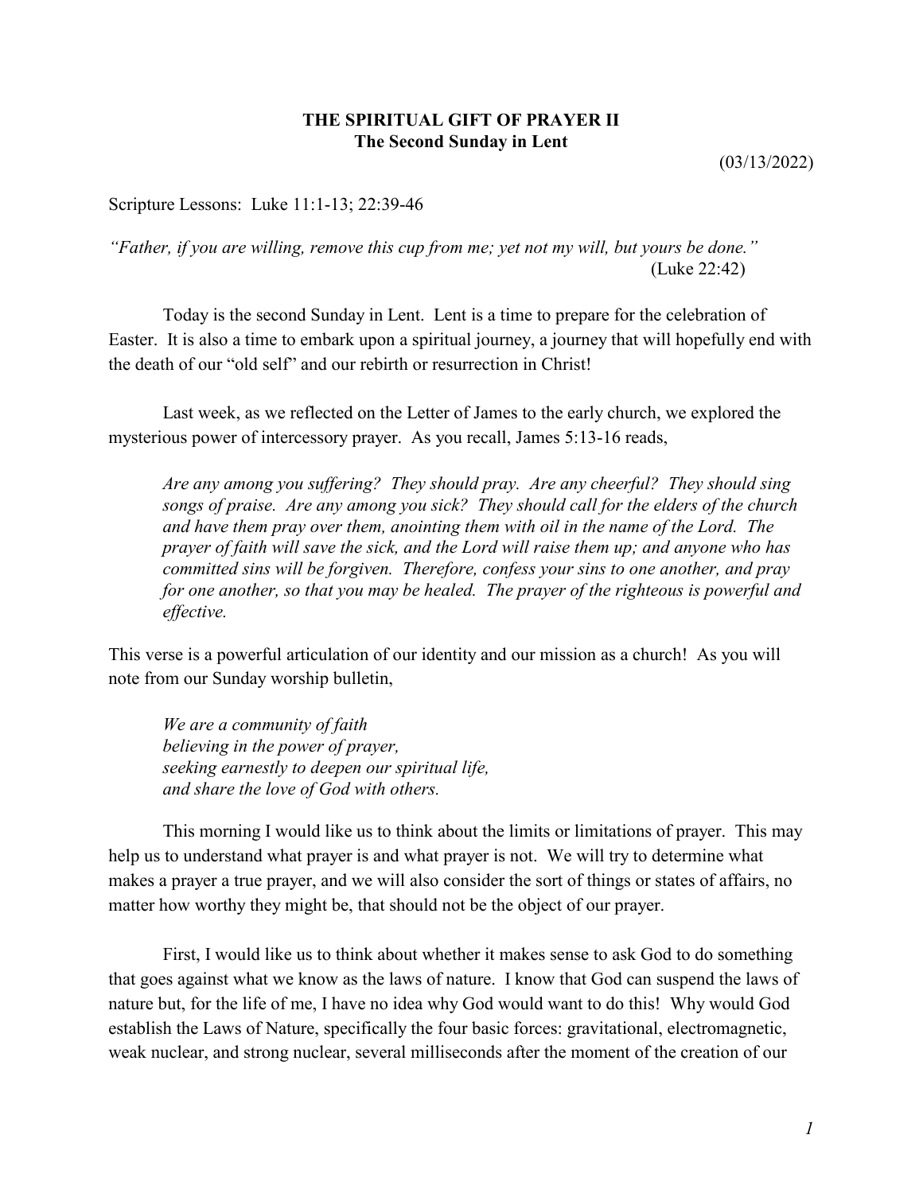**THE SPIRITUAL GIFT OF PRAYER II**
**The Second Sunday in Lent**

(03/13/2022)

Scripture Lessons: Luke 11:1-13; 22:39-46

*"Father, if you are willing, remove this cup from me; yet not my will, but yours be done."*
(Luke 22:42)

Today is the second Sunday in Lent. Lent is a time to prepare for the celebration of Easter. It is also a time to embark upon a spiritual journey, a journey that will hopefully end with the death of our "old self" and our rebirth or resurrection in Christ!

Last week, as we reflected on the Letter of James to the early church, we explored the mysterious power of intercessory prayer. As you recall, James 5:13-16 reads,

> *Are any among you suffering? They should pray. Are any cheerful? They should sing songs of praise. Are any among you sick? They should call for the elders of the church and have them pray over them, anointing them with oil in the name of the Lord. The prayer of faith will save the sick, and the Lord will raise them up; and anyone who has committed sins will be forgiven. Therefore, confess your sins to one another, and pray for one another, so that you may be healed. The prayer of the righteous is powerful and effective.*

This verse is a powerful articulation of our identity and our mission as a church! As you will note from our Sunday worship bulletin,

> *We are a community of faith*
> *believing in the power of prayer,*
> *seeking earnestly to deepen our spiritual life,*
> *and share the love of God with others.*

This morning I would like us to think about the limits or limitations of prayer. This may help us to understand what prayer is and what prayer is not. We will try to determine what makes a prayer a true prayer, and we will also consider the sort of things or states of affairs, no matter how worthy they might be, that should not be the object of our prayer.

First, I would like us to think about whether it makes sense to ask God to do something that goes against what we know as the laws of nature. I know that God can suspend the laws of nature but, for the life of me, I have no idea why God would want to do this! Why would God establish the Laws of Nature, specifically the four basic forces: gravitational, electromagnetic, weak nuclear, and strong nuclear, several milliseconds after the moment of the creation of our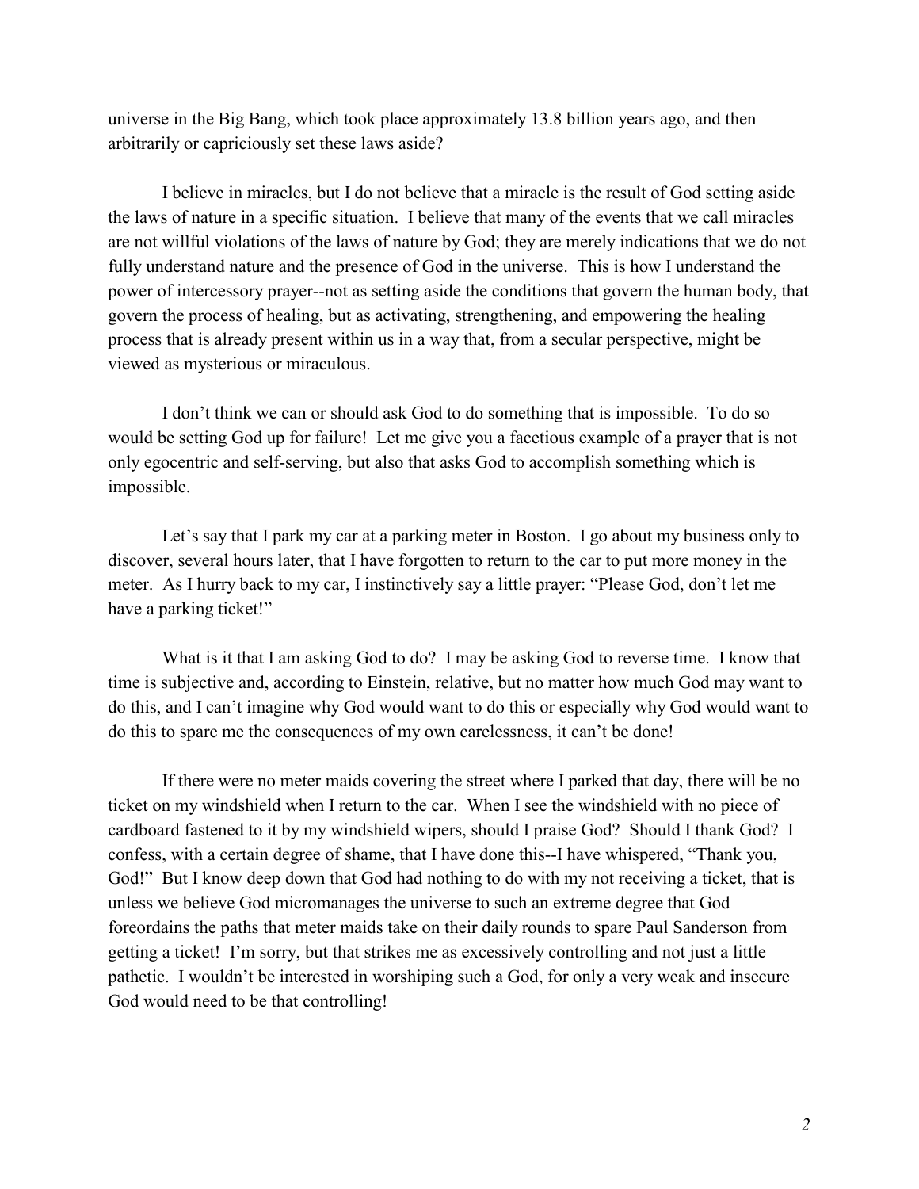universe in the Big Bang, which took place approximately 13.8 billion years ago, and then arbitrarily or capriciously set these laws aside?

I believe in miracles, but I do not believe that a miracle is the result of God setting aside the laws of nature in a specific situation. I believe that many of the events that we call miracles are not willful violations of the laws of nature by God; they are merely indications that we do not fully understand nature and the presence of God in the universe. This is how I understand the power of intercessory prayer--not as setting aside the conditions that govern the human body, that govern the process of healing, but as activating, strengthening, and empowering the healing process that is already present within us in a way that, from a secular perspective, might be viewed as mysterious or miraculous.

I don't think we can or should ask God to do something that is impossible. To do so would be setting God up for failure! Let me give you a facetious example of a prayer that is not only egocentric and self-serving, but also that asks God to accomplish something which is impossible.

Let's say that I park my car at a parking meter in Boston. I go about my business only to discover, several hours later, that I have forgotten to return to the car to put more money in the meter. As I hurry back to my car, I instinctively say a little prayer: "Please God, don't let me have a parking ticket!"

What is it that I am asking God to do? I may be asking God to reverse time. I know that time is subjective and, according to Einstein, relative, but no matter how much God may want to do this, and I can't imagine why God would want to do this or especially why God would want to do this to spare me the consequences of my own carelessness, it can't be done!

If there were no meter maids covering the street where I parked that day, there will be no ticket on my windshield when I return to the car. When I see the windshield with no piece of cardboard fastened to it by my windshield wipers, should I praise God? Should I thank God? I confess, with a certain degree of shame, that I have done this--I have whispered, "Thank you, God!" But I know deep down that God had nothing to do with my not receiving a ticket, that is unless we believe God micromanages the universe to such an extreme degree that God foreordains the paths that meter maids take on their daily rounds to spare Paul Sanderson from getting a ticket! I'm sorry, but that strikes me as excessively controlling and not just a little pathetic. I wouldn't be interested in worshiping such a God, for only a very weak and insecure God would need to be that controlling!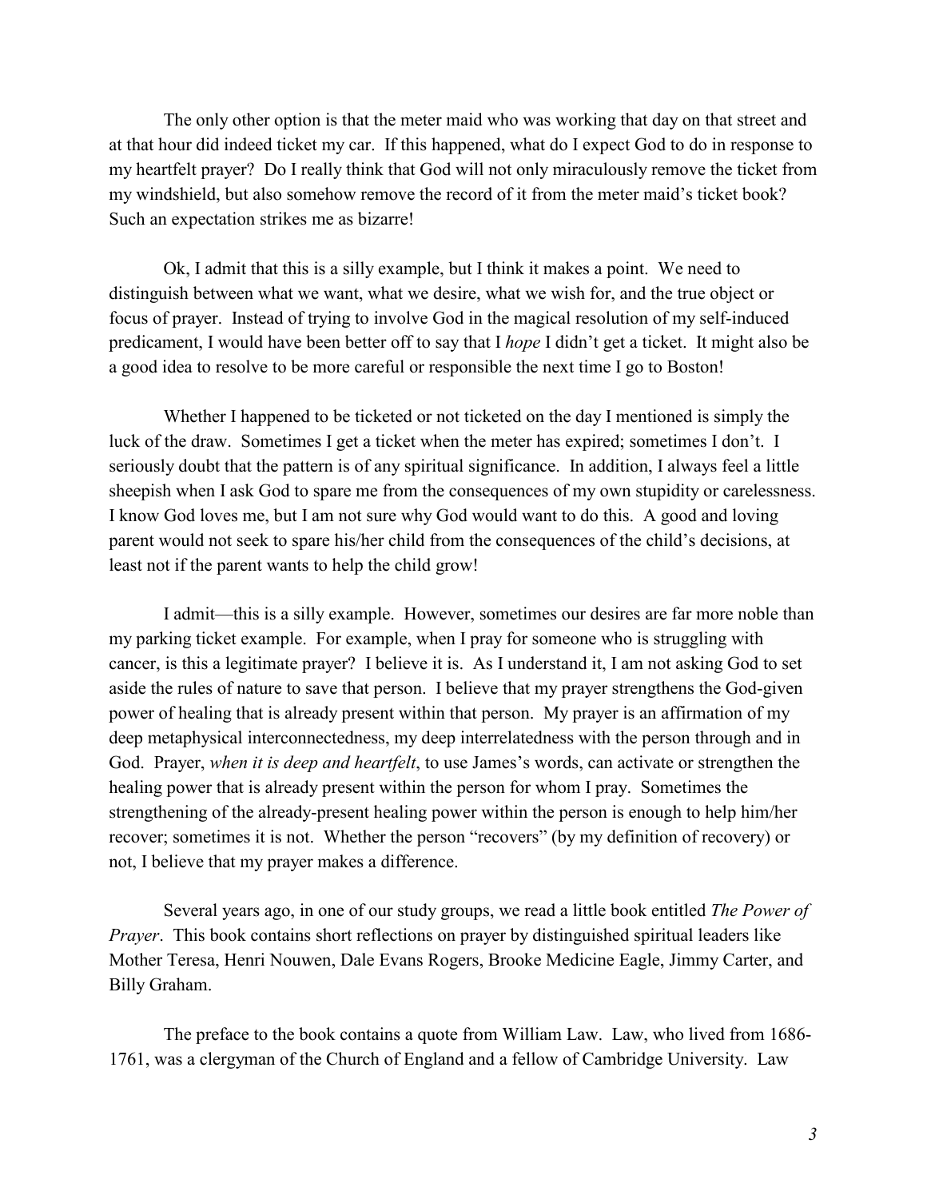The only other option is that the meter maid who was working that day on that street and at that hour did indeed ticket my car. If this happened, what do I expect God to do in response to my heartfelt prayer? Do I really think that God will not only miraculously remove the ticket from my windshield, but also somehow remove the record of it from the meter maid's ticket book? Such an expectation strikes me as bizarre!

Ok, I admit that this is a silly example, but I think it makes a point. We need to distinguish between what we want, what we desire, what we wish for, and the true object or focus of prayer. Instead of trying to involve God in the magical resolution of my self-induced predicament, I would have been better off to say that I *hope* I didn't get a ticket. It might also be a good idea to resolve to be more careful or responsible the next time I go to Boston!

Whether I happened to be ticketed or not ticketed on the day I mentioned is simply the luck of the draw. Sometimes I get a ticket when the meter has expired; sometimes I don't. I seriously doubt that the pattern is of any spiritual significance. In addition, I always feel a little sheepish when I ask God to spare me from the consequences of my own stupidity or carelessness. I know God loves me, but I am not sure why God would want to do this. A good and loving parent would not seek to spare his/her child from the consequences of the child's decisions, at least not if the parent wants to help the child grow!

I admit—this is a silly example. However, sometimes our desires are far more noble than my parking ticket example. For example, when I pray for someone who is struggling with cancer, is this a legitimate prayer? I believe it is. As I understand it, I am not asking God to set aside the rules of nature to save that person. I believe that my prayer strengthens the God-given power of healing that is already present within that person. My prayer is an affirmation of my deep metaphysical interconnectedness, my deep interrelatedness with the person through and in God. Prayer, *when it is deep and heartfelt*, to use James's words, can activate or strengthen the healing power that is already present within the person for whom I pray. Sometimes the strengthening of the already-present healing power within the person is enough to help him/her recover; sometimes it is not. Whether the person "recovers" (by my definition of recovery) or not, I believe that my prayer makes a difference.

Several years ago, in one of our study groups, we read a little book entitled *The Power of Prayer*. This book contains short reflections on prayer by distinguished spiritual leaders like Mother Teresa, Henri Nouwen, Dale Evans Rogers, Brooke Medicine Eagle, Jimmy Carter, and Billy Graham.

The preface to the book contains a quote from William Law. Law, who lived from 1686-1761, was a clergyman of the Church of England and a fellow of Cambridge University. Law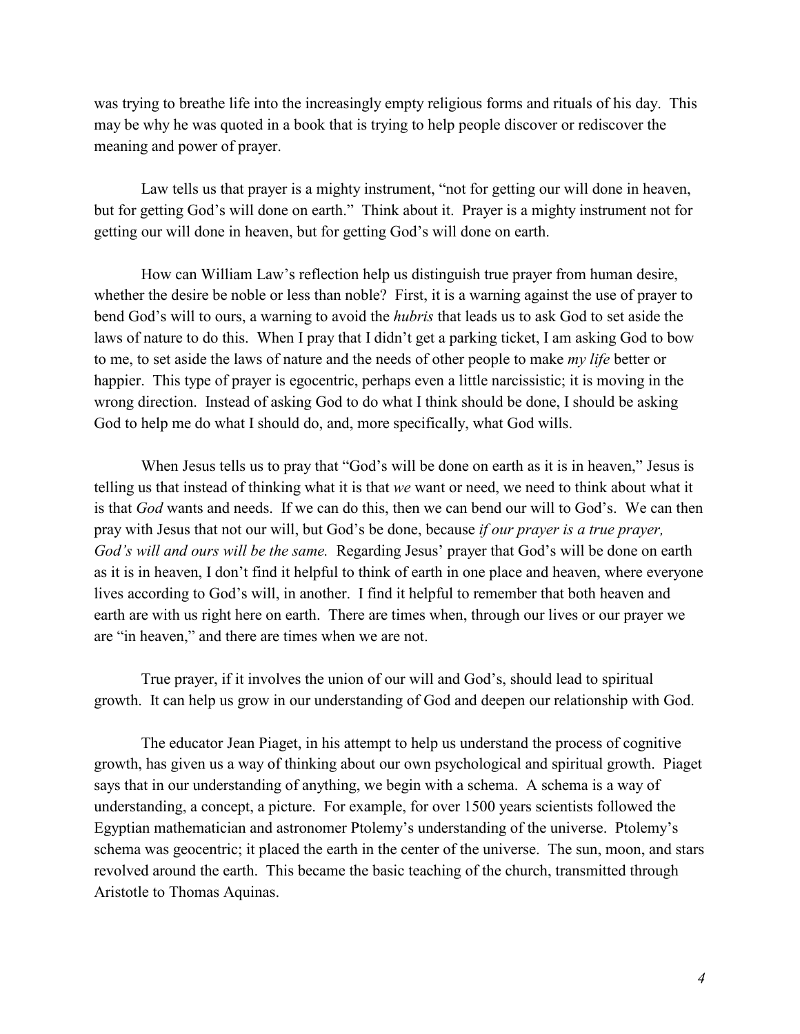was trying to breathe life into the increasingly empty religious forms and rituals of his day. This may be why he was quoted in a book that is trying to help people discover or rediscover the meaning and power of prayer.

Law tells us that prayer is a mighty instrument, "not for getting our will done in heaven, but for getting God's will done on earth." Think about it. Prayer is a mighty instrument not for getting our will done in heaven, but for getting God's will done on earth.

How can William Law's reflection help us distinguish true prayer from human desire, whether the desire be noble or less than noble? First, it is a warning against the use of prayer to bend God's will to ours, a warning to avoid the *hubris* that leads us to ask God to set aside the laws of nature to do this. When I pray that I didn't get a parking ticket, I am asking God to bow to me, to set aside the laws of nature and the needs of other people to make *my life* better or happier. This type of prayer is egocentric, perhaps even a little narcissistic; it is moving in the wrong direction. Instead of asking God to do what I think should be done, I should be asking God to help me do what I should do, and, more specifically, what God wills.

When Jesus tells us to pray that "God's will be done on earth as it is in heaven," Jesus is telling us that instead of thinking what it is that *we* want or need, we need to think about what it is that *God* wants and needs. If we can do this, then we can bend our will to God's. We can then pray with Jesus that not our will, but God's be done, because *if our prayer is a true prayer, God's will and ours will be the same.* Regarding Jesus' prayer that God's will be done on earth as it is in heaven, I don't find it helpful to think of earth in one place and heaven, where everyone lives according to God's will, in another. I find it helpful to remember that both heaven and earth are with us right here on earth. There are times when, through our lives or our prayer we are "in heaven," and there are times when we are not.

True prayer, if it involves the union of our will and God's, should lead to spiritual growth. It can help us grow in our understanding of God and deepen our relationship with God.

The educator Jean Piaget, in his attempt to help us understand the process of cognitive growth, has given us a way of thinking about our own psychological and spiritual growth. Piaget says that in our understanding of anything, we begin with a schema. A schema is a way of understanding, a concept, a picture. For example, for over 1500 years scientists followed the Egyptian mathematician and astronomer Ptolemy's understanding of the universe. Ptolemy's schema was geocentric; it placed the earth in the center of the universe. The sun, moon, and stars revolved around the earth. This became the basic teaching of the church, transmitted through Aristotle to Thomas Aquinas.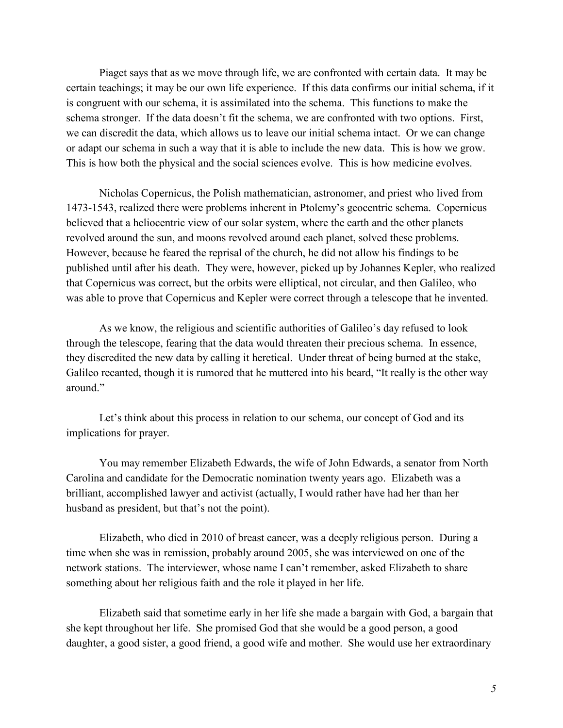Piaget says that as we move through life, we are confronted with certain data. It may be certain teachings; it may be our own life experience. If this data confirms our initial schema, if it is congruent with our schema, it is assimilated into the schema. This functions to make the schema stronger. If the data doesn't fit the schema, we are confronted with two options. First, we can discredit the data, which allows us to leave our initial schema intact. Or we can change or adapt our schema in such a way that it is able to include the new data. This is how we grow. This is how both the physical and the social sciences evolve. This is how medicine evolves.

Nicholas Copernicus, the Polish mathematician, astronomer, and priest who lived from 1473-1543, realized there were problems inherent in Ptolemy's geocentric schema. Copernicus believed that a heliocentric view of our solar system, where the earth and the other planets revolved around the sun, and moons revolved around each planet, solved these problems. However, because he feared the reprisal of the church, he did not allow his findings to be published until after his death. They were, however, picked up by Johannes Kepler, who realized that Copernicus was correct, but the orbits were elliptical, not circular, and then Galileo, who was able to prove that Copernicus and Kepler were correct through a telescope that he invented.

As we know, the religious and scientific authorities of Galileo's day refused to look through the telescope, fearing that the data would threaten their precious schema. In essence, they discredited the new data by calling it heretical. Under threat of being burned at the stake, Galileo recanted, though it is rumored that he muttered into his beard, "It really is the other way around."

Let's think about this process in relation to our schema, our concept of God and its implications for prayer.

You may remember Elizabeth Edwards, the wife of John Edwards, a senator from North Carolina and candidate for the Democratic nomination twenty years ago. Elizabeth was a brilliant, accomplished lawyer and activist (actually, I would rather have had her than her husband as president, but that's not the point).

Elizabeth, who died in 2010 of breast cancer, was a deeply religious person. During a time when she was in remission, probably around 2005, she was interviewed on one of the network stations. The interviewer, whose name I can't remember, asked Elizabeth to share something about her religious faith and the role it played in her life.

Elizabeth said that sometime early in her life she made a bargain with God, a bargain that she kept throughout her life. She promised God that she would be a good person, a good daughter, a good sister, a good friend, a good wife and mother. She would use her extraordinary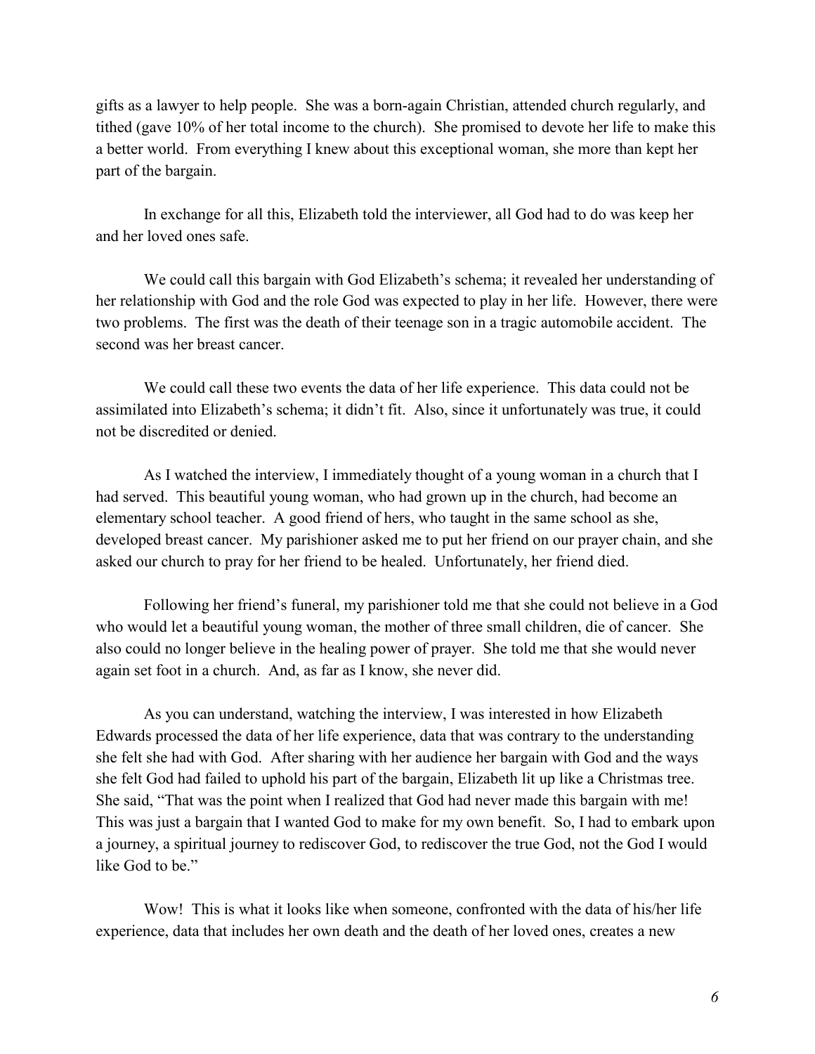gifts as a lawyer to help people. She was a born-again Christian, attended church regularly, and tithed (gave 10% of her total income to the church). She promised to devote her life to make this a better world. From everything I knew about this exceptional woman, she more than kept her part of the bargain.

In exchange for all this, Elizabeth told the interviewer, all God had to do was keep her and her loved ones safe.

We could call this bargain with God Elizabeth's schema; it revealed her understanding of her relationship with God and the role God was expected to play in her life. However, there were two problems. The first was the death of their teenage son in a tragic automobile accident. The second was her breast cancer.

We could call these two events the data of her life experience. This data could not be assimilated into Elizabeth's schema; it didn't fit. Also, since it unfortunately was true, it could not be discredited or denied.

As I watched the interview, I immediately thought of a young woman in a church that I had served. This beautiful young woman, who had grown up in the church, had become an elementary school teacher. A good friend of hers, who taught in the same school as she, developed breast cancer. My parishioner asked me to put her friend on our prayer chain, and she asked our church to pray for her friend to be healed. Unfortunately, her friend died.

Following her friend's funeral, my parishioner told me that she could not believe in a God who would let a beautiful young woman, the mother of three small children, die of cancer. She also could no longer believe in the healing power of prayer. She told me that she would never again set foot in a church. And, as far as I know, she never did.

As you can understand, watching the interview, I was interested in how Elizabeth Edwards processed the data of her life experience, data that was contrary to the understanding she felt she had with God. After sharing with her audience her bargain with God and the ways she felt God had failed to uphold his part of the bargain, Elizabeth lit up like a Christmas tree. She said, "That was the point when I realized that God had never made this bargain with me! This was just a bargain that I wanted God to make for my own benefit. So, I had to embark upon a journey, a spiritual journey to rediscover God, to rediscover the true God, not the God I would like God to be."

Wow! This is what it looks like when someone, confronted with the data of his/her life experience, data that includes her own death and the death of her loved ones, creates a new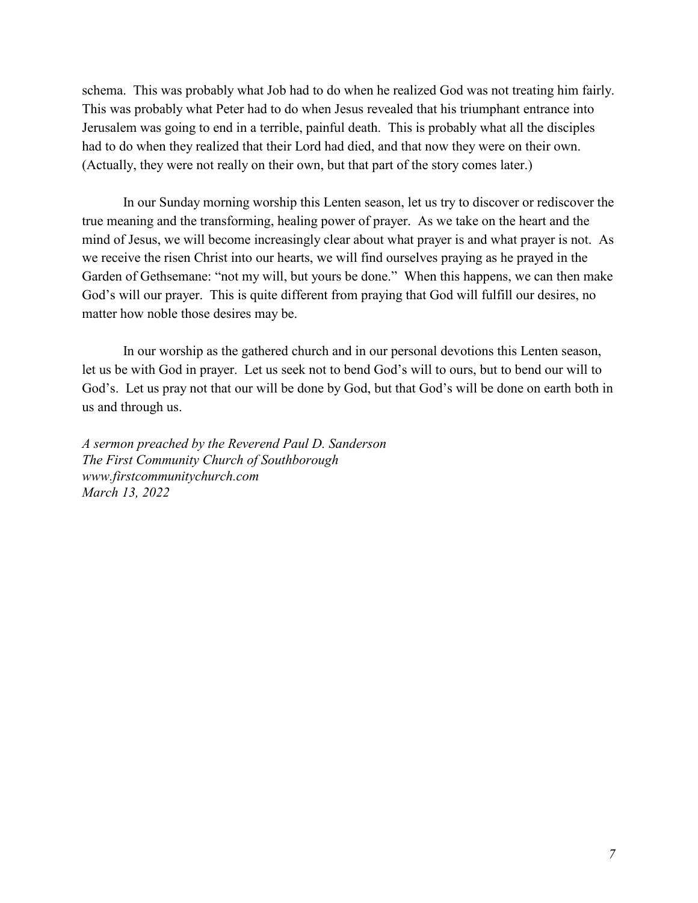schema. This was probably what Job had to do when he realized God was not treating him fairly. This was probably what Peter had to do when Jesus revealed that his triumphant entrance into Jerusalem was going to end in a terrible, painful death. This is probably what all the disciples had to do when they realized that their Lord had died, and that now they were on their own. (Actually, they were not really on their own, but that part of the story comes later.)

In our Sunday morning worship this Lenten season, let us try to discover or rediscover the true meaning and the transforming, healing power of prayer. As we take on the heart and the mind of Jesus, we will become increasingly clear about what prayer is and what prayer is not. As we receive the risen Christ into our hearts, we will find ourselves praying as he prayed in the Garden of Gethsemane: "not my will, but yours be done." When this happens, we can then make God's will our prayer. This is quite different from praying that God will fulfill our desires, no matter how noble those desires may be.

In our worship as the gathered church and in our personal devotions this Lenten season, let us be with God in prayer. Let us seek not to bend God's will to ours, but to bend our will to God's. Let us pray not that our will be done by God, but that God's will be done on earth both in us and through us.

*A sermon preached by the Reverend Paul D. Sanderson*
*The First Community Church of Southborough*
*www.firstcommunitychurch.com*
*March 13, 2022*